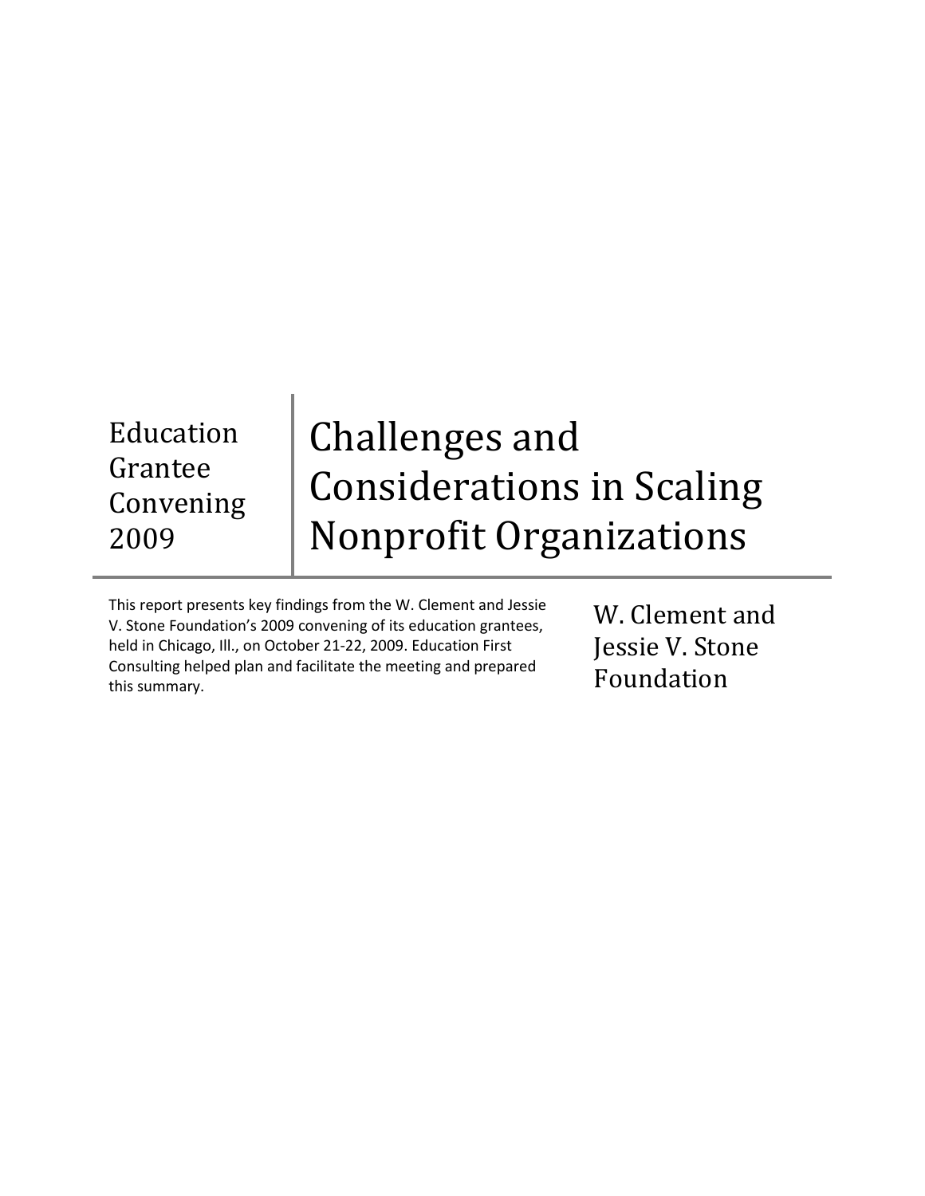Education Grantee Convening 2009

# Challenges and Considerations in Scaling Nonprofit Organizations

This report presents key findings from the W. Clement and Jessie V. Stone Foundation's 2009 convening of its education grantees, held in Chicago, Ill., on October 21-22, 2009. Education First Consulting helped plan and facilitate the meeting and prepared this summary.

W. Clement and Jessie V. Stone Foundation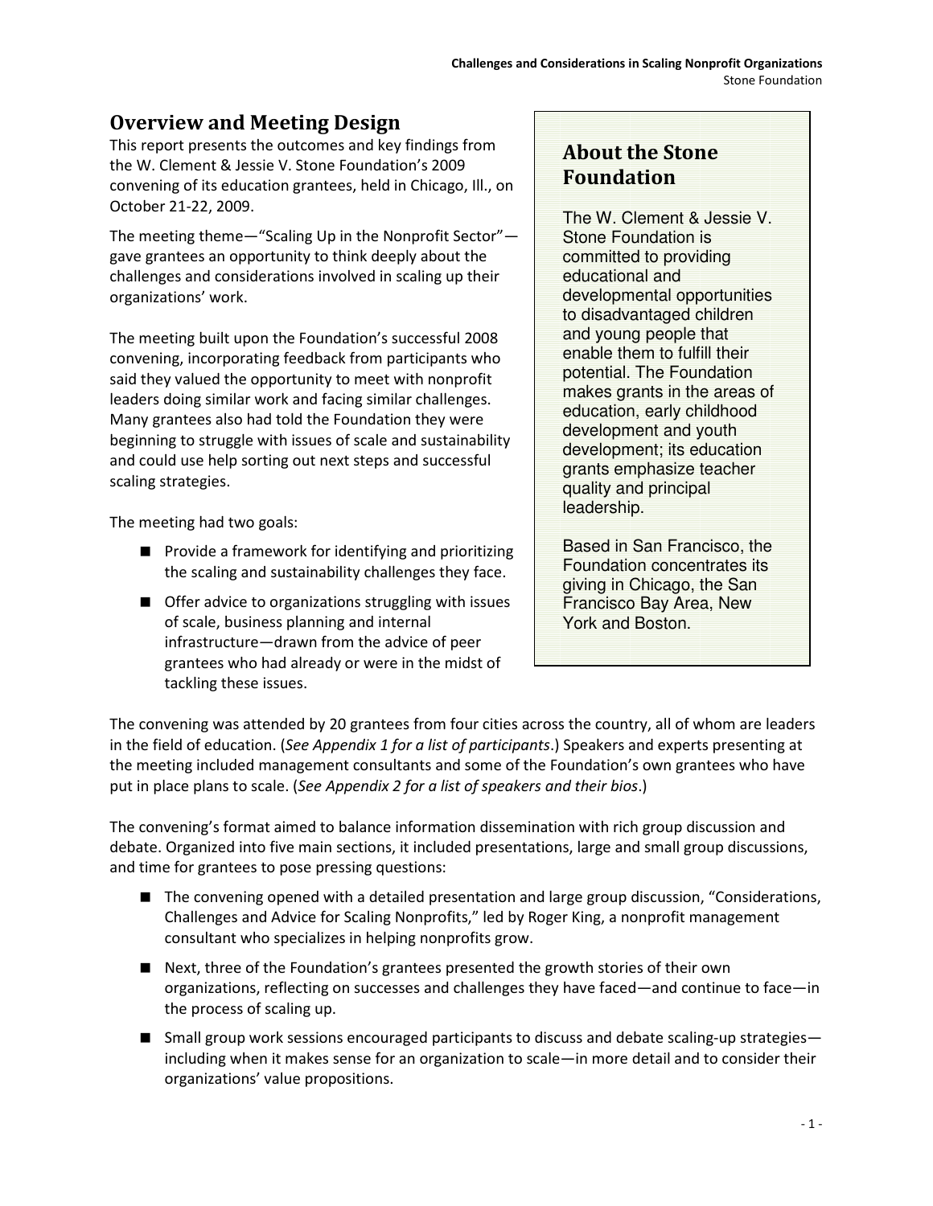## Overview and Meeting Design

This report presents the outcomes and key findings from the W. Clement & Jessie V. Stone Foundation's 2009 convening of its education grantees, held in Chicago, Ill., on October 21-22, 2009.

The meeting theme—"Scaling Up in the Nonprofit Sector"—gave grantees an opportunity to think deeply about the challenges and considerations involved in scaling up their organizations' work.

The meeting built upon the Foundation's successful 2008 convening, incorporating feedback from participants who said they valued the opportunity to meet with nonprofit leaders doing similar work and facing similar challenges. Many grantees also had told the Foundation they were beginning to struggle with issues of scale and sustainability and could use help sorting out next steps and successful scaling strategies.

The meeting had two goals:

- Provide a framework for identifying and prioritizing the scaling and sustainability challenges they face.
- Offer advice to organizations struggling with issues of scale, business planning and internal infrastructure—drawn from the advice of peer grantees who had already or were in the midst of tackling these issues.

> ### About the Stone Foundation
>
> The W. Clement & Jessie V. Stone Foundation is committed to providing educational and developmental opportunities to disadvantaged children and young people that enable them to fulfill their potential. The Foundation makes grants in the areas of education, early childhood development and youth development; its education grants emphasize teacher quality and principal leadership.
>
> Based in San Francisco, the Foundation concentrates its giving in Chicago, the San Francisco Bay Area, New York and Boston.

The convening was attended by 20 grantees from four cities across the country, all of whom are leaders in the field of education. (*See Appendix 1 for a list of participants*.) Speakers and experts presenting at the meeting included management consultants and some of the Foundation's own grantees who have put in place plans to scale. (*See Appendix 2 for a list of speakers and their bios*.)

The convening's format aimed to balance information dissemination with rich group discussion and debate. Organized into five main sections, it included presentations, large and small group discussions, and time for grantees to pose pressing questions:

- The convening opened with a detailed presentation and large group discussion, "Considerations, Challenges and Advice for Scaling Nonprofits," led by Roger King, a nonprofit management consultant who specializes in helping nonprofits grow.
- Next, three of the Foundation's grantees presented the growth stories of their own organizations, reflecting on successes and challenges they have faced—and continue to face—in the process of scaling up.
- Small group work sessions encouraged participants to discuss and debate scaling-up strategies—including when it makes sense for an organization to scale—in more detail and to consider their organizations' value propositions.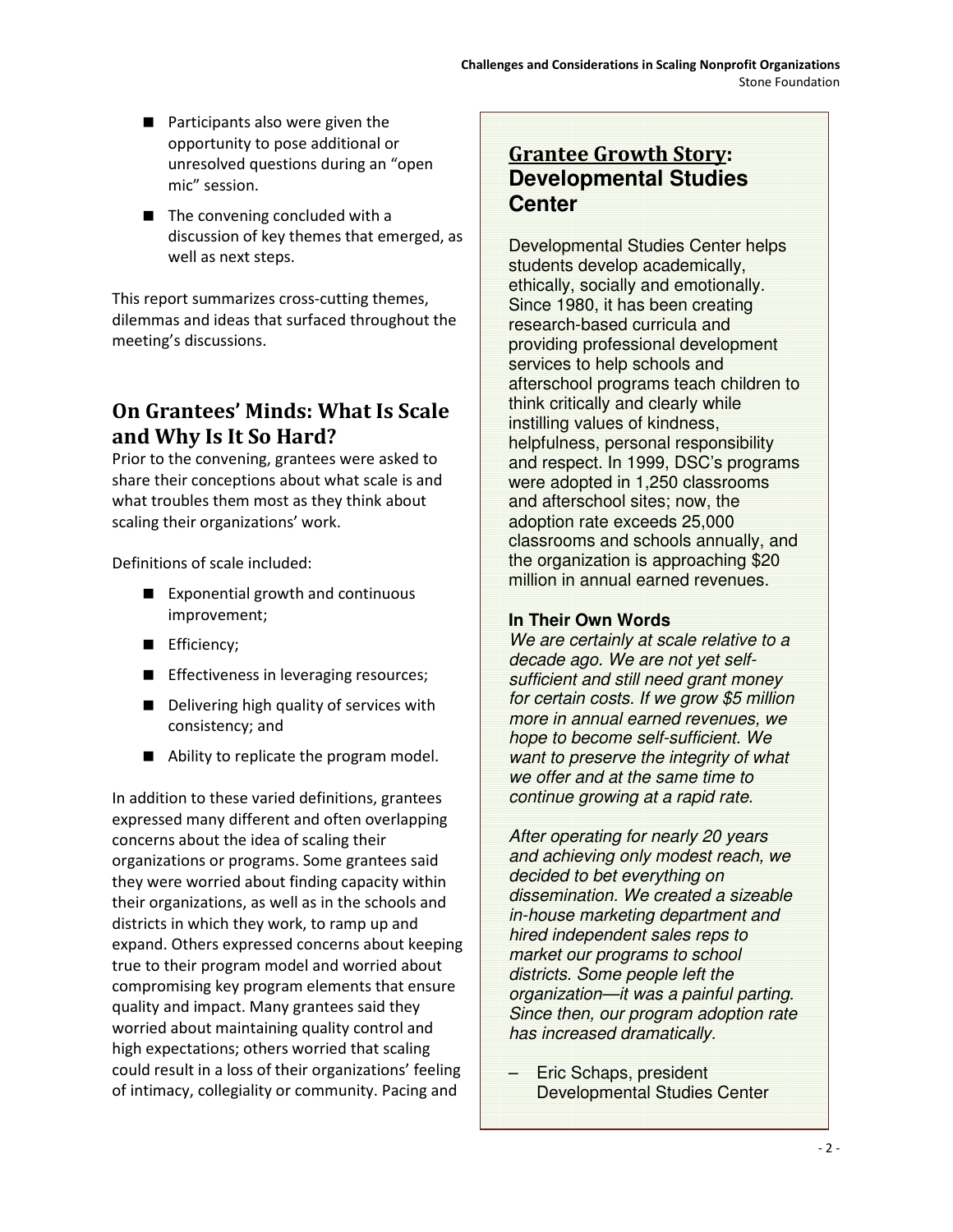- Participants also were given the opportunity to pose additional or unresolved questions during an "open mic" session.
- The convening concluded with a discussion of key themes that emerged, as well as next steps.

This report summarizes cross-cutting themes, dilemmas and ideas that surfaced throughout the meeting's discussions.

## On Grantees' Minds: What Is Scale and Why Is It So Hard?

Prior to the convening, grantees were asked to share their conceptions about what scale is and what troubles them most as they think about scaling their organizations' work.

Definitions of scale included:

- Exponential growth and continuous improvement;
- Efficiency;
- Effectiveness in leveraging resources;
- Delivering high quality of services with consistency; and
- Ability to replicate the program model.

In addition to these varied definitions, grantees expressed many different and often overlapping concerns about the idea of scaling their organizations or programs. Some grantees said they were worried about finding capacity within their organizations, as well as in the schools and districts in which they work, to ramp up and expand. Others expressed concerns about keeping true to their program model and worried about compromising key program elements that ensure quality and impact. Many grantees said they worried about maintaining quality control and high expectations; others worried that scaling could result in a loss of their organizations' feeling of intimacy, collegiality or community. Pacing and

### Grantee Growth Story: Developmental Studies Center

Developmental Studies Center helps students develop academically, ethically, socially and emotionally. Since 1980, it has been creating research-based curricula and providing professional development services to help schools and afterschool programs teach children to think critically and clearly while instilling values of kindness, helpfulness, personal responsibility and respect. In 1999, DSC's programs were adopted in 1,250 classrooms and afterschool sites; now, the adoption rate exceeds 25,000 classrooms and schools annually, and the organization is approaching $20 million in annual earned revenues.

**In Their Own Words**

*We are certainly at scale relative to a decade ago. We are not yet self-sufficient and still need grant money for certain costs. If we grow $5 million more in annual earned revenues, we hope to become self-sufficient. We want to preserve the integrity of what we offer and at the same time to continue growing at a rapid rate.*

*After operating for nearly 20 years and achieving only modest reach, we decided to bet everything on dissemination. We created a sizeable in-house marketing department and hired independent sales reps to market our programs to school districts. Some people left the organization—it was a painful parting. Since then, our program adoption rate has increased dramatically.*

– Eric Schaps, president
Developmental Studies Center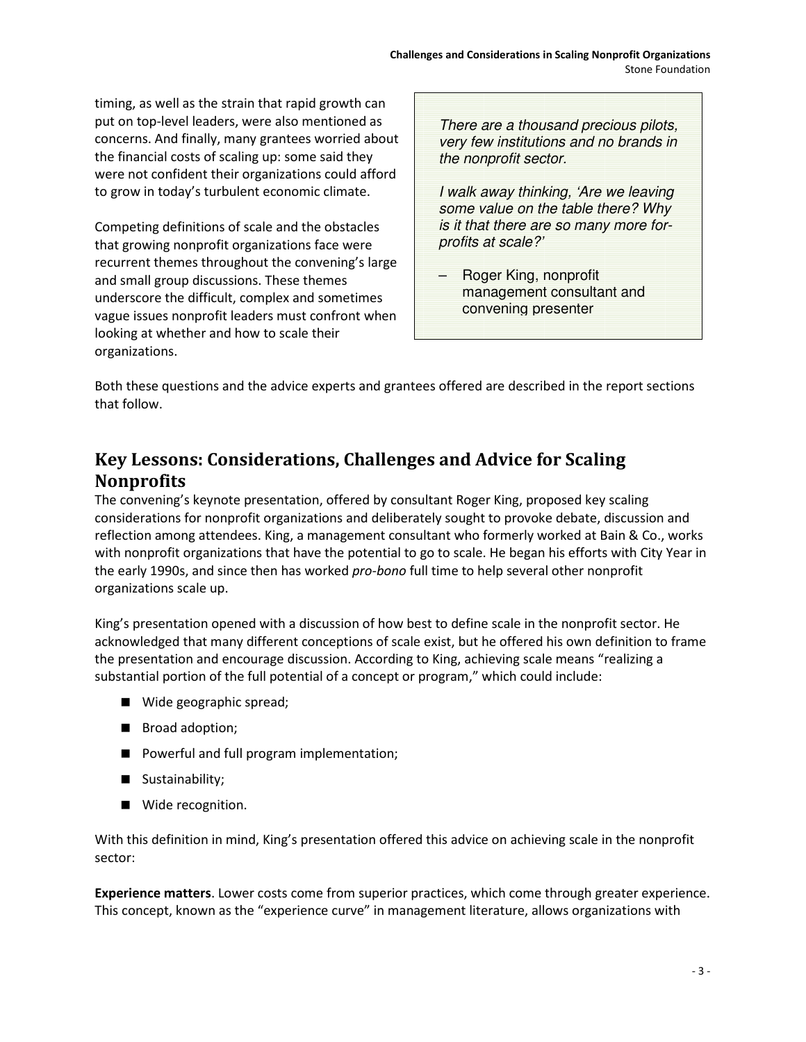timing, as well as the strain that rapid growth can put on top-level leaders, were also mentioned as concerns. And finally, many grantees worried about the financial costs of scaling up: some said they were not confident their organizations could afford to grow in today's turbulent economic climate.

Competing definitions of scale and the obstacles that growing nonprofit organizations face were recurrent themes throughout the convening's large and small group discussions. These themes underscore the difficult, complex and sometimes vague issues nonprofit leaders must confront when looking at whether and how to scale their organizations.

> *There are a thousand precious pilots, very few institutions and no brands in the nonprofit sector.*
>
> *I walk away thinking, 'Are we leaving some value on the table there? Why is it that there are so many more for-profits at scale?'*
>
> – Roger King, nonprofit management consultant and convening presenter

Both these questions and the advice experts and grantees offered are described in the report sections that follow.

## Key Lessons: Considerations, Challenges and Advice for Scaling Nonprofits

The convening's keynote presentation, offered by consultant Roger King, proposed key scaling considerations for nonprofit organizations and deliberately sought to provoke debate, discussion and reflection among attendees. King, a management consultant who formerly worked at Bain & Co., works with nonprofit organizations that have the potential to go to scale. He began his efforts with City Year in the early 1990s, and since then has worked *pro-bono* full time to help several other nonprofit organizations scale up.

King's presentation opened with a discussion of how best to define scale in the nonprofit sector. He acknowledged that many different conceptions of scale exist, but he offered his own definition to frame the presentation and encourage discussion. According to King, achieving scale means "realizing a substantial portion of the full potential of a concept or program," which could include:

- Wide geographic spread;
- Broad adoption;
- Powerful and full program implementation;
- Sustainability;
- Wide recognition.

With this definition in mind, King's presentation offered this advice on achieving scale in the nonprofit sector:

**Experience matters**. Lower costs come from superior practices, which come through greater experience. This concept, known as the "experience curve" in management literature, allows organizations with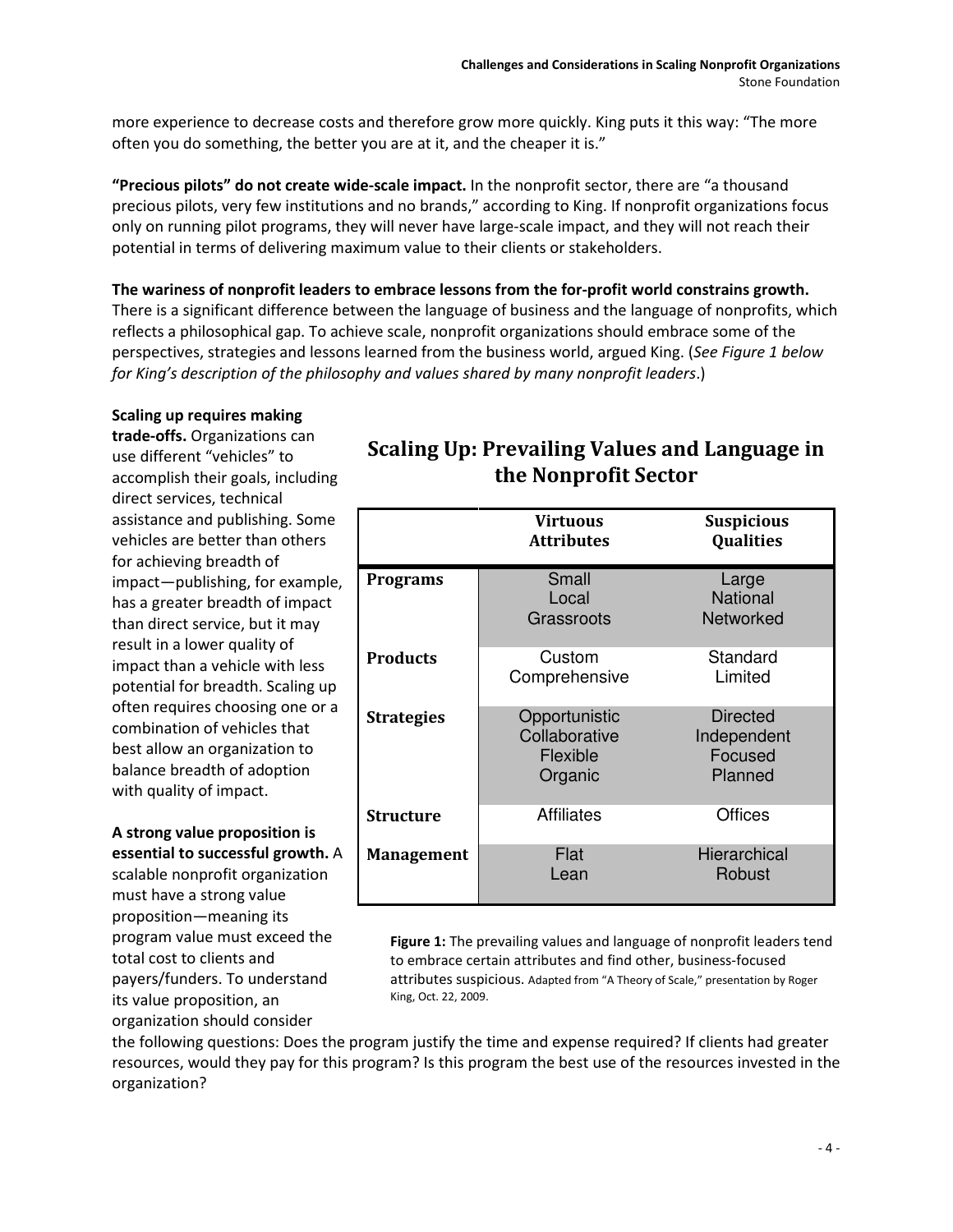more experience to decrease costs and therefore grow more quickly. King puts it this way: "The more often you do something, the better you are at it, and the cheaper it is."

**"Precious pilots" do not create wide-scale impact.** In the nonprofit sector, there are "a thousand precious pilots, very few institutions and no brands," according to King. If nonprofit organizations focus only on running pilot programs, they will never have large-scale impact, and they will not reach their potential in terms of delivering maximum value to their clients or stakeholders.

**The wariness of nonprofit leaders to embrace lessons from the for-profit world constrains growth.** There is a significant difference between the language of business and the language of nonprofits, which reflects a philosophical gap. To achieve scale, nonprofit organizations should embrace some of the perspectives, strategies and lessons learned from the business world, argued King. (*See Figure 1 below for King's description of the philosophy and values shared by many nonprofit leaders*.)

**Scaling up requires making trade-offs.** Organizations can use different "vehicles" to accomplish their goals, including direct services, technical assistance and publishing. Some vehicles are better than others for achieving breadth of impact—publishing, for example, has a greater breadth of impact than direct service, but it may result in a lower quality of impact than a vehicle with less potential for breadth. Scaling up often requires choosing one or a combination of vehicles that best allow an organization to balance breadth of adoption with quality of impact.

**A strong value proposition is essential to successful growth.** A scalable nonprofit organization must have a strong value proposition—meaning its program value must exceed the total cost to clients and payers/funders. To understand its value proposition, an organization should consider the following questions: Does the program justify the time and expense required? If clients had greater resources, would they pay for this program? Is this program the best use of the resources invested in the organization?

## Scaling Up: Prevailing Values and Language in the Nonprofit Sector

| | Virtuous Attributes | Suspicious Qualities |
|---|---|---|
| **Programs** | Small<br>Local<br>Grassroots | Large<br>National<br>Networked |
| **Products** | Custom<br>Comprehensive | Standard<br>Limited |
| **Strategies** | Opportunistic<br>Collaborative<br>Flexible<br>Organic | Directed<br>Independent<br>Focused<br>Planned |
| **Structure** | Affiliates | Offices |
| **Management** | Flat<br>Lean | Hierarchical<br>Robust |

**Figure 1:** The prevailing values and language of nonprofit leaders tend to embrace certain attributes and find other, business-focused attributes suspicious. Adapted from "A Theory of Scale," presentation by Roger King, Oct. 22, 2009.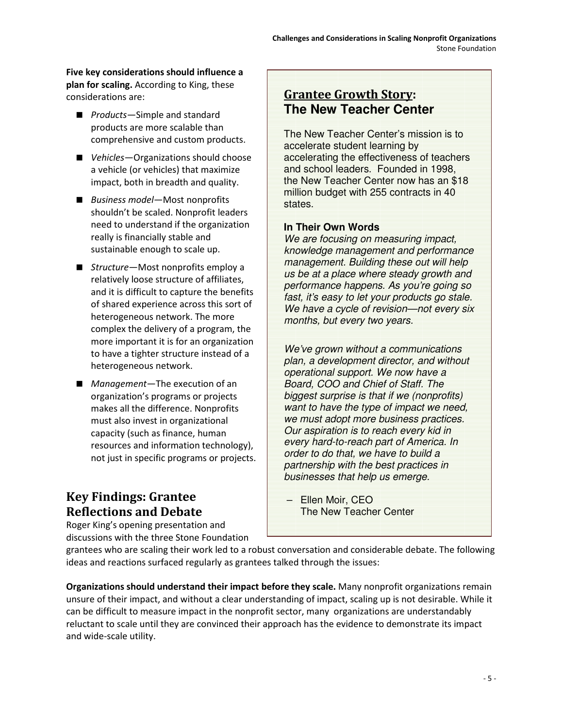**Five key considerations should influence a plan for scaling.** According to King, these considerations are:

- *Products*—Simple and standard products are more scalable than comprehensive and custom products.
- *Vehicles*—Organizations should choose a vehicle (or vehicles) that maximize impact, both in breadth and quality.
- *Business model*—Most nonprofits shouldn't be scaled. Nonprofit leaders need to understand if the organization really is financially stable and sustainable enough to scale up.
- *Structure*—Most nonprofits employ a relatively loose structure of affiliates, and it is difficult to capture the benefits of shared experience across this sort of heterogeneous network. The more complex the delivery of a program, the more important it is for an organization to have a tighter structure instead of a heterogeneous network.
- *Management*—The execution of an organization's programs or projects makes all the difference. Nonprofits must also invest in organizational capacity (such as finance, human resources and information technology), not just in specific programs or projects.

## Grantee Growth Story: The New Teacher Center

The New Teacher Center's mission is to accelerate student learning by accelerating the effectiveness of teachers and school leaders. Founded in 1998, the New Teacher Center now has an $18 million budget with 255 contracts in 40 states.

**In Their Own Words**

*We are focusing on measuring impact, knowledge management and performance management. Building these out will help us be at a place where steady growth and performance happens. As you're going so fast, it's easy to let your products go stale. We have a cycle of revision—not every six months, but every two years.*

*We've grown without a communications plan, a development director, and without operational support. We now have a Board, COO and Chief of Staff. The biggest surprise is that if we (nonprofits) want to have the type of impact we need, we must adopt more business practices. Our aspiration is to reach every kid in every hard-to-reach part of America. In order to do that, we have to build a partnership with the best practices in businesses that help us emerge.*

– Ellen Moir, CEO
The New Teacher Center

## Key Findings: Grantee Reflections and Debate

Roger King's opening presentation and discussions with the three Stone Foundation grantees who are scaling their work led to a robust conversation and considerable debate. The following ideas and reactions surfaced regularly as grantees talked through the issues:

**Organizations should understand their impact before they scale.** Many nonprofit organizations remain unsure of their impact, and without a clear understanding of impact, scaling up is not desirable. While it can be difficult to measure impact in the nonprofit sector, many organizations are understandably reluctant to scale until they are convinced their approach has the evidence to demonstrate its impact and wide-scale utility.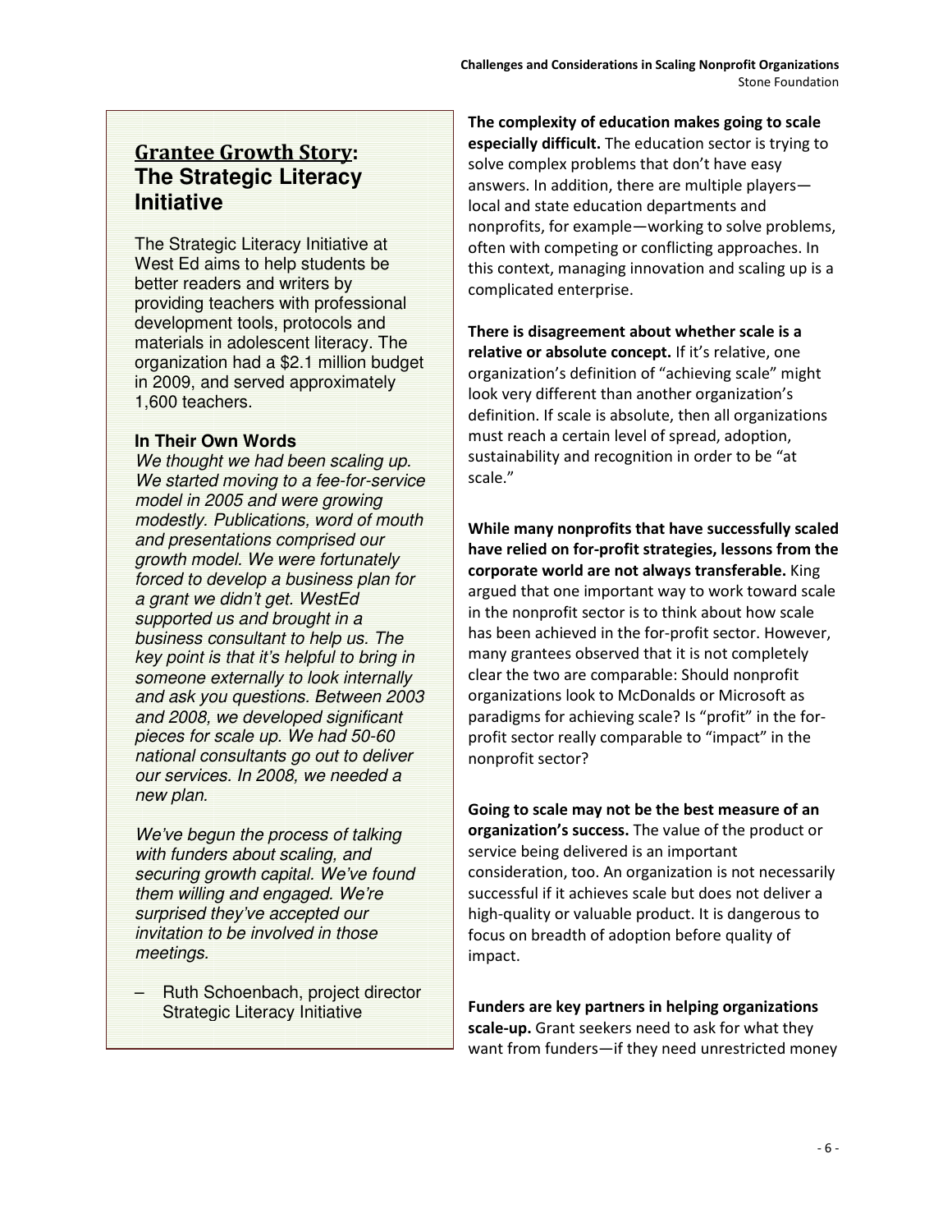## Grantee Growth Story: The Strategic Literacy Initiative

The Strategic Literacy Initiative at West Ed aims to help students be better readers and writers by providing teachers with professional development tools, protocols and materials in adolescent literacy. The organization had a $2.1 million budget in 2009, and served approximately 1,600 teachers.

### In Their Own Words

*We thought we had been scaling up. We started moving to a fee-for-service model in 2005 and were growing modestly. Publications, word of mouth and presentations comprised our growth model. We were fortunately forced to develop a business plan for a grant we didn't get. WestEd supported us and brought in a business consultant to help us. The key point is that it's helpful to bring in someone externally to look internally and ask you questions. Between 2003 and 2008, we developed significant pieces for scale up. We had 50-60 national consultants go out to deliver our services. In 2008, we needed a new plan.*

*We've begun the process of talking with funders about scaling, and securing growth capital. We've found them willing and engaged. We're surprised they've accepted our invitation to be involved in those meetings.*

– Ruth Schoenbach, project director Strategic Literacy Initiative

**The complexity of education makes going to scale especially difficult.** The education sector is trying to solve complex problems that don't have easy answers. In addition, there are multiple players—local and state education departments and nonprofits, for example—working to solve problems, often with competing or conflicting approaches. In this context, managing innovation and scaling up is a complicated enterprise.

**There is disagreement about whether scale is a relative or absolute concept.** If it's relative, one organization's definition of "achieving scale" might look very different than another organization's definition. If scale is absolute, then all organizations must reach a certain level of spread, adoption, sustainability and recognition in order to be "at scale."

**While many nonprofits that have successfully scaled have relied on for-profit strategies, lessons from the corporate world are not always transferable.** King argued that one important way to work toward scale in the nonprofit sector is to think about how scale has been achieved in the for-profit sector. However, many grantees observed that it is not completely clear the two are comparable: Should nonprofit organizations look to McDonalds or Microsoft as paradigms for achieving scale? Is "profit" in the for-profit sector really comparable to "impact" in the nonprofit sector?

**Going to scale may not be the best measure of an organization's success.** The value of the product or service being delivered is an important consideration, too. An organization is not necessarily successful if it achieves scale but does not deliver a high-quality or valuable product. It is dangerous to focus on breadth of adoption before quality of impact.

**Funders are key partners in helping organizations scale-up.** Grant seekers need to ask for what they want from funders—if they need unrestricted money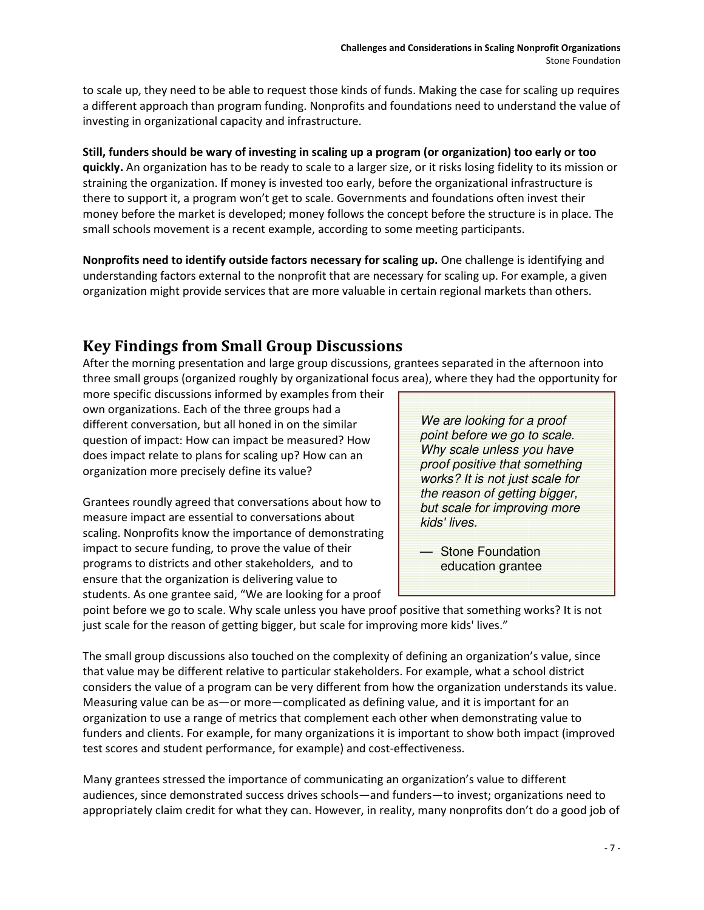to scale up, they need to be able to request those kinds of funds. Making the case for scaling up requires a different approach than program funding. Nonprofits and foundations need to understand the value of investing in organizational capacity and infrastructure.

**Still, funders should be wary of investing in scaling up a program (or organization) too early or too quickly.** An organization has to be ready to scale to a larger size, or it risks losing fidelity to its mission or straining the organization. If money is invested too early, before the organizational infrastructure is there to support it, a program won't get to scale. Governments and foundations often invest their money before the market is developed; money follows the concept before the structure is in place. The small schools movement is a recent example, according to some meeting participants.

**Nonprofits need to identify outside factors necessary for scaling up.** One challenge is identifying and understanding factors external to the nonprofit that are necessary for scaling up. For example, a given organization might provide services that are more valuable in certain regional markets than others.

## Key Findings from Small Group Discussions

After the morning presentation and large group discussions, grantees separated in the afternoon into three small groups (organized roughly by organizational focus area), where they had the opportunity for more specific discussions informed by examples from their own organizations. Each of the three groups had a different conversation, but all honed in on the similar question of impact: How can impact be measured? How does impact relate to plans for scaling up? How can an organization more precisely define its value?

> *We are looking for a proof point before we go to scale. Why scale unless you have proof positive that something works? It is not just scale for the reason of getting bigger, but scale for improving more kids' lives.*
>
> — Stone Foundation education grantee

Grantees roundly agreed that conversations about how to measure impact are essential to conversations about scaling. Nonprofits know the importance of demonstrating impact to secure funding, to prove the value of their programs to districts and other stakeholders, and to ensure that the organization is delivering value to students. As one grantee said, "We are looking for a proof point before we go to scale. Why scale unless you have proof positive that something works? It is not just scale for the reason of getting bigger, but scale for improving more kids' lives."

The small group discussions also touched on the complexity of defining an organization's value, since that value may be different relative to particular stakeholders. For example, what a school district considers the value of a program can be very different from how the organization understands its value. Measuring value can be as—or more—complicated as defining value, and it is important for an organization to use a range of metrics that complement each other when demonstrating value to funders and clients. For example, for many organizations it is important to show both impact (improved test scores and student performance, for example) and cost-effectiveness.

Many grantees stressed the importance of communicating an organization's value to different audiences, since demonstrated success drives schools—and funders—to invest; organizations need to appropriately claim credit for what they can. However, in reality, many nonprofits don't do a good job of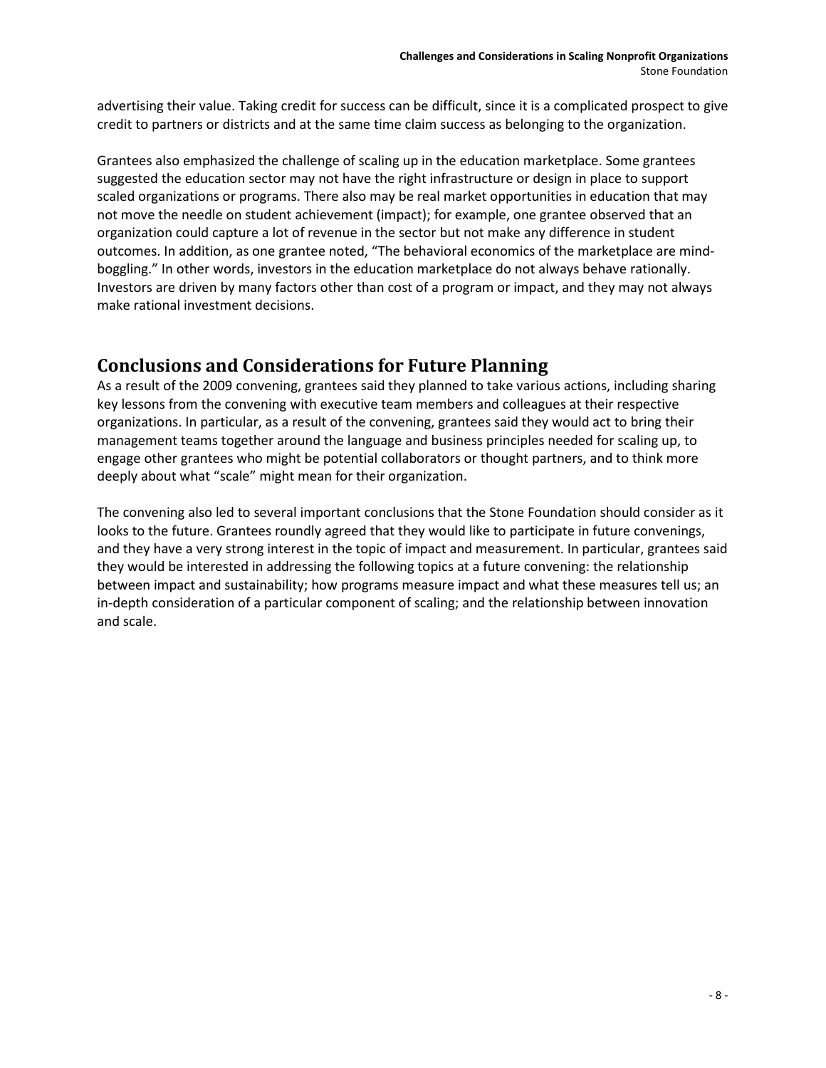advertising their value. Taking credit for success can be difficult, since it is a complicated prospect to give credit to partners or districts and at the same time claim success as belonging to the organization.

Grantees also emphasized the challenge of scaling up in the education marketplace. Some grantees suggested the education sector may not have the right infrastructure or design in place to support scaled organizations or programs. There also may be real market opportunities in education that may not move the needle on student achievement (impact); for example, one grantee observed that an organization could capture a lot of revenue in the sector but not make any difference in student outcomes. In addition, as one grantee noted, "The behavioral economics of the marketplace are mind-boggling." In other words, investors in the education marketplace do not always behave rationally. Investors are driven by many factors other than cost of a program or impact, and they may not always make rational investment decisions.

## Conclusions and Considerations for Future Planning

As a result of the 2009 convening, grantees said they planned to take various actions, including sharing key lessons from the convening with executive team members and colleagues at their respective organizations. In particular, as a result of the convening, grantees said they would act to bring their management teams together around the language and business principles needed for scaling up, to engage other grantees who might be potential collaborators or thought partners, and to think more deeply about what "scale" might mean for their organization.

The convening also led to several important conclusions that the Stone Foundation should consider as it looks to the future. Grantees roundly agreed that they would like to participate in future convenings, and they have a very strong interest in the topic of impact and measurement. In particular, grantees said they would be interested in addressing the following topics at a future convening: the relationship between impact and sustainability; how programs measure impact and what these measures tell us; an in-depth consideration of a particular component of scaling; and the relationship between innovation and scale.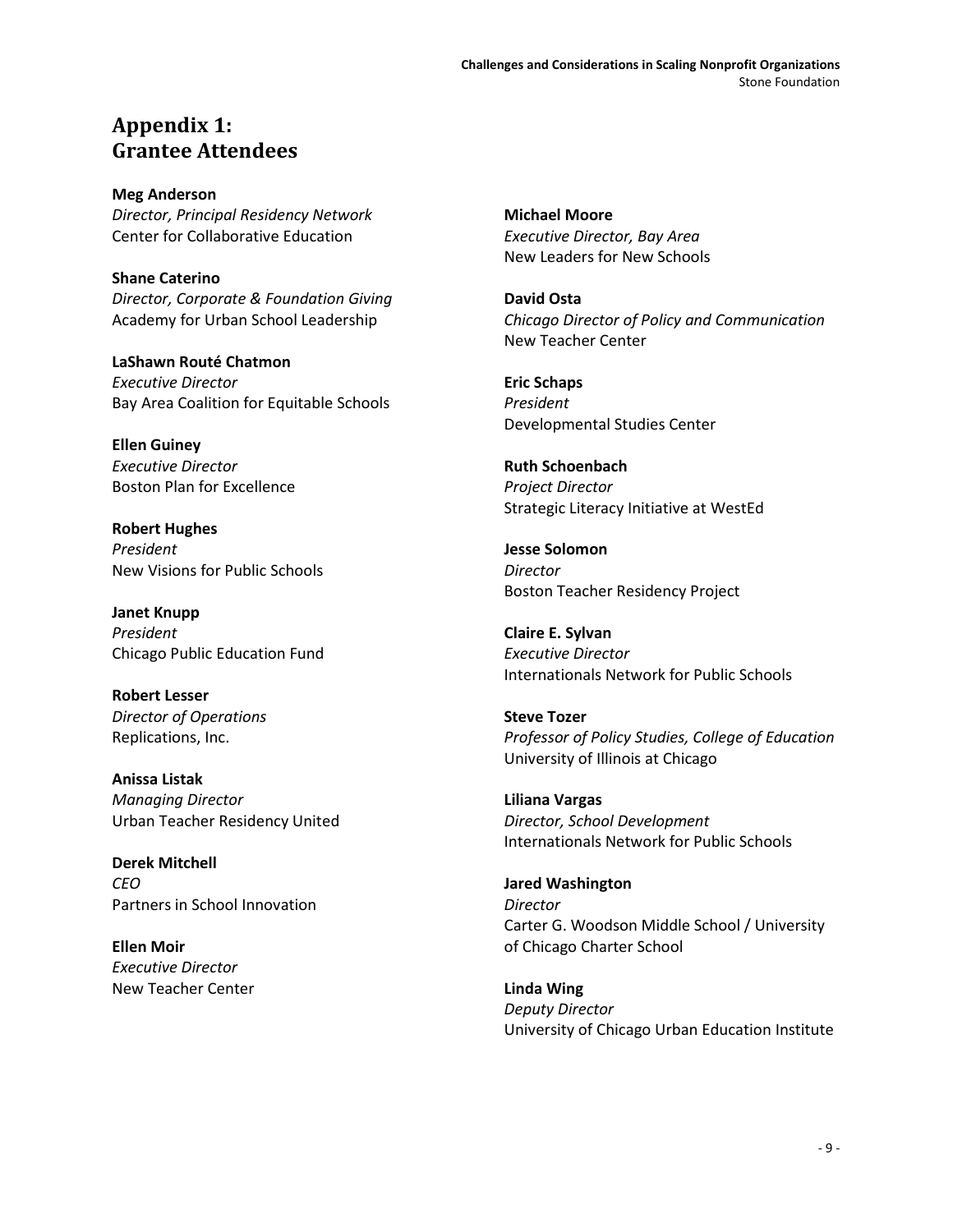# Appendix 1: Grantee Attendees

**Meg Anderson**
*Director, Principal Residency Network*
Center for Collaborative Education

**Shane Caterino**
*Director, Corporate & Foundation Giving*
Academy for Urban School Leadership

**LaShawn Routé Chatmon**
*Executive Director*
Bay Area Coalition for Equitable Schools

**Ellen Guiney**
*Executive Director*
Boston Plan for Excellence

**Robert Hughes**
*President*
New Visions for Public Schools

**Janet Knupp**
*President*
Chicago Public Education Fund

**Robert Lesser**
*Director of Operations*
Replications, Inc.

**Anissa Listak**
*Managing Director*
Urban Teacher Residency United

**Derek Mitchell**
*CEO*
Partners in School Innovation

**Ellen Moir**
*Executive Director*
New Teacher Center

**Michael Moore**
*Executive Director, Bay Area*
New Leaders for New Schools

**David Osta**
*Chicago Director of Policy and Communication*
New Teacher Center

**Eric Schaps**
*President*
Developmental Studies Center

**Ruth Schoenbach**
*Project Director*
Strategic Literacy Initiative at WestEd

**Jesse Solomon**
*Director*
Boston Teacher Residency Project

**Claire E. Sylvan**
*Executive Director*
Internationals Network for Public Schools

**Steve Tozer**
*Professor of Policy Studies, College of Education*
University of Illinois at Chicago

**Liliana Vargas**
*Director, School Development*
Internationals Network for Public Schools

**Jared Washington**
*Director*
Carter G. Woodson Middle School / University of Chicago Charter School

**Linda Wing**
*Deputy Director*
University of Chicago Urban Education Institute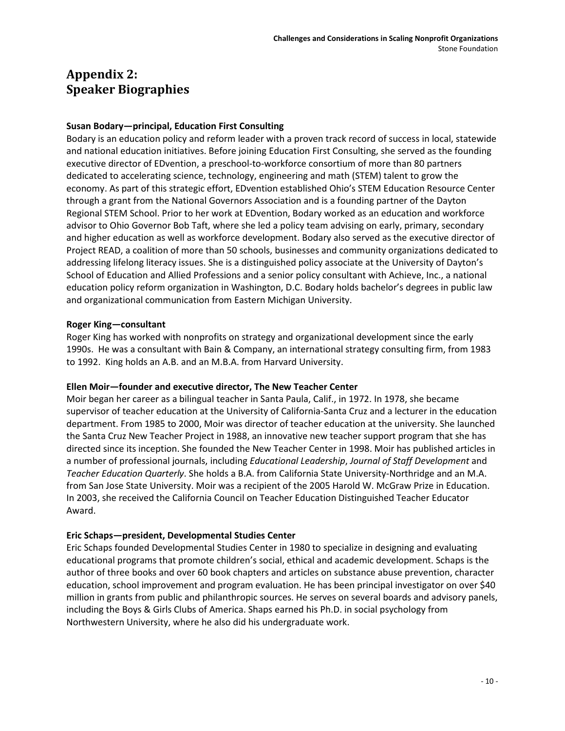# Appendix 2: Speaker Biographies

**Susan Bodary—principal, Education First Consulting**

Bodary is an education policy and reform leader with a proven track record of success in local, statewide and national education initiatives. Before joining Education First Consulting, she served as the founding executive director of EDvention, a preschool-to-workforce consortium of more than 80 partners dedicated to accelerating science, technology, engineering and math (STEM) talent to grow the economy. As part of this strategic effort, EDvention established Ohio's STEM Education Resource Center through a grant from the National Governors Association and is a founding partner of the Dayton Regional STEM School. Prior to her work at EDvention, Bodary worked as an education and workforce advisor to Ohio Governor Bob Taft, where she led a policy team advising on early, primary, secondary and higher education as well as workforce development. Bodary also served as the executive director of Project READ, a coalition of more than 50 schools, businesses and community organizations dedicated to addressing lifelong literacy issues. She is a distinguished policy associate at the University of Dayton's School of Education and Allied Professions and a senior policy consultant with Achieve, Inc., a national education policy reform organization in Washington, D.C. Bodary holds bachelor's degrees in public law and organizational communication from Eastern Michigan University.

**Roger King—consultant**

Roger King has worked with nonprofits on strategy and organizational development since the early 1990s. He was a consultant with Bain & Company, an international strategy consulting firm, from 1983 to 1992. King holds an A.B. and an M.B.A. from Harvard University.

**Ellen Moir—founder and executive director, The New Teacher Center**

Moir began her career as a bilingual teacher in Santa Paula, Calif., in 1972. In 1978, she became supervisor of teacher education at the University of California-Santa Cruz and a lecturer in the education department. From 1985 to 2000, Moir was director of teacher education at the university. She launched the Santa Cruz New Teacher Project in 1988, an innovative new teacher support program that she has directed since its inception. She founded the New Teacher Center in 1998. Moir has published articles in a number of professional journals, including *Educational Leadership*, *Journal of Staff Development* and *Teacher Education Quarterly*. She holds a B.A. from California State University-Northridge and an M.A. from San Jose State University. Moir was a recipient of the 2005 Harold W. McGraw Prize in Education. In 2003, she received the California Council on Teacher Education Distinguished Teacher Educator Award.

**Eric Schaps—president, Developmental Studies Center**

Eric Schaps founded Developmental Studies Center in 1980 to specialize in designing and evaluating educational programs that promote children's social, ethical and academic development. Schaps is the author of three books and over 60 book chapters and articles on substance abuse prevention, character education, school improvement and program evaluation. He has been principal investigator on over $40 million in grants from public and philanthropic sources. He serves on several boards and advisory panels, including the Boys & Girls Clubs of America. Shaps earned his Ph.D. in social psychology from Northwestern University, where he also did his undergraduate work.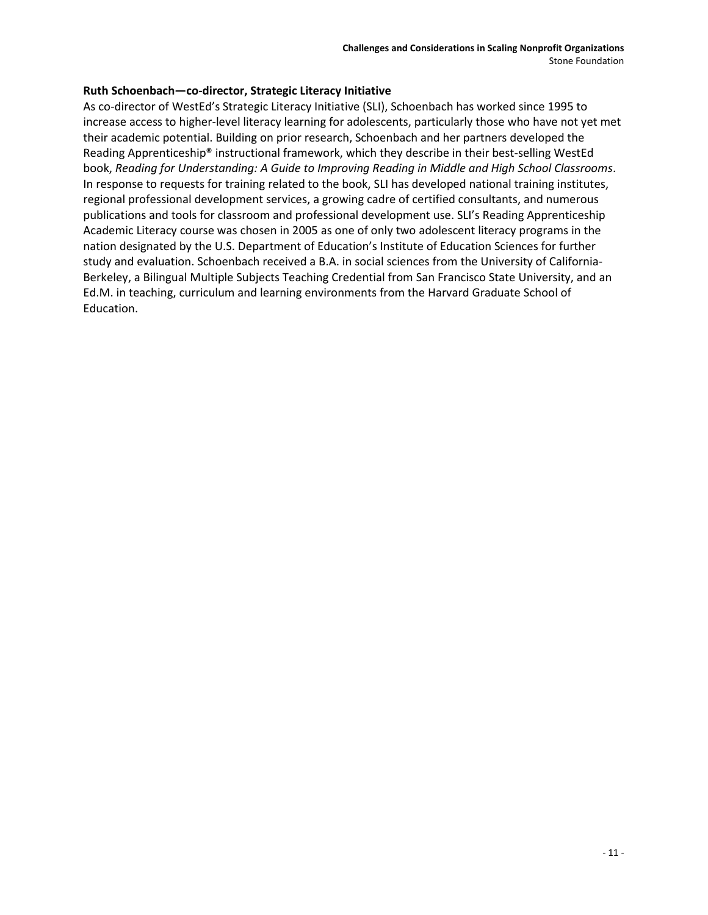**Ruth Schoenbach—co-director, Strategic Literacy Initiative**

As co-director of WestEd's Strategic Literacy Initiative (SLI), Schoenbach has worked since 1995 to increase access to higher-level literacy learning for adolescents, particularly those who have not yet met their academic potential. Building on prior research, Schoenbach and her partners developed the Reading Apprenticeship® instructional framework, which they describe in their best-selling WestEd book, *Reading for Understanding: A Guide to Improving Reading in Middle and High School Classrooms*. In response to requests for training related to the book, SLI has developed national training institutes, regional professional development services, a growing cadre of certified consultants, and numerous publications and tools for classroom and professional development use. SLI's Reading Apprenticeship Academic Literacy course was chosen in 2005 as one of only two adolescent literacy programs in the nation designated by the U.S. Department of Education's Institute of Education Sciences for further study and evaluation. Schoenbach received a B.A. in social sciences from the University of California-Berkeley, a Bilingual Multiple Subjects Teaching Credential from San Francisco State University, and an Ed.M. in teaching, curriculum and learning environments from the Harvard Graduate School of Education.